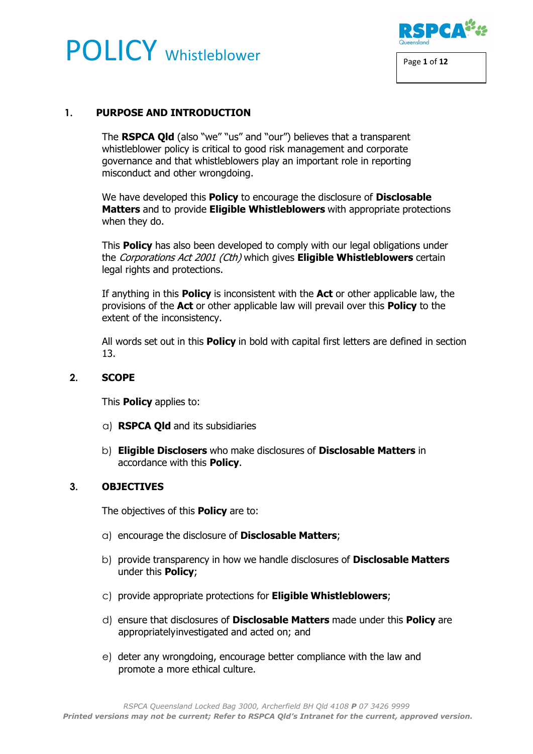# POLICY Whistleblower

## 1. PURPOSE AND INTRODUCTION

The **RSPCA Qld** (also "we" "us" and "our") believes that a transparent whistleblower policy is critical to good risk management and corporate governance and that whistleblowers play an important role in reporting misconduct and other wrongdoing.

We have developed this **Policy** to encourage the disclosure of **Disclosable Matters** and to provide **Eligible Whistleblowers** with appropriate protections when they do.

This **Policy** has also been developed to comply with our legal obligations under the *Corporations Act 2001 (Cth)* which gives **Eligible Whistleblowers** certain legal rights and protections.

If anything in this **Policy** is inconsistent with the **Act** or other applicable law, the provisions of the **Act** or other applicable law will prevail over this **Policy** to the extent of the inconsistency.

All words set out in this **Policy** in bold with capital first letters are defined in section 13.

## 2. SCOPE

This **Policy** applies to:

a) **RSPCA Qld** and its subsidiaries

b) **Eligible Disclosers** who make disclosures of **Disclosable Matters** in accordance with this **Policy**.

## 3. OBJECTIVES

The objectives of this **Policy** are to:

a) encourage the disclosure of **Disclosable Matters**;

b) provide transparency in how we handle disclosures of **Disclosable Matters** under this **Policy**;

c) provide appropriate protections for **Eligible Whistleblowers**;

d) ensure that disclosures of **Disclosable Matters** made under this **Policy** are appropriatelyinvestigated and acted on; and

e) deter any wrongdoing, encourage better compliance with the law and promote a more ethical culture.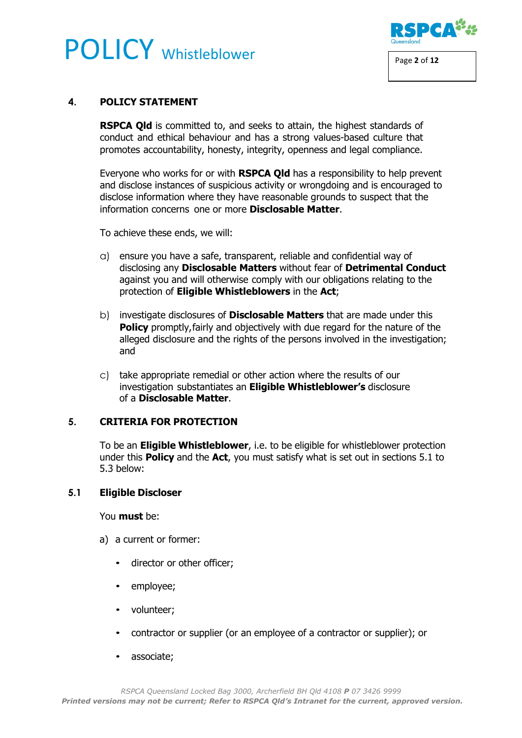## 4. POLICY STATEMENT

**RSPCA Qld** is committed to, and seeks to attain, the highest standards of conduct and ethical behaviour and has a strong values-based culture that promotes accountability, honesty, integrity, openness and legal compliance.

Everyone who works for or with **RSPCA Qld** has a responsibility to help prevent and disclose instances of suspicious activity or wrongdoing and is encouraged to disclose information where they have reasonable grounds to suspect that the information concerns one or more **Disclosable Matter**.

To achieve these ends, we will:

a) ensure you have a safe, transparent, reliable and confidential way of disclosing any **Disclosable Matters** without fear of **Detrimental Conduct** against you and will otherwise comply with our obligations relating to the protection of **Eligible Whistleblowers** in the **Act**;

b) investigate disclosures of **Disclosable Matters** that are made under this **Policy** promptly, fairly and objectively with due regard for the nature of the alleged disclosure and the rights of the persons involved in the investigation; and

c) take appropriate remedial or other action where the results of our investigation substantiates an **Eligible Whistleblower's** disclosure of a **Disclosable Matter**.

## 5. CRITERIA FOR PROTECTION

To be an **Eligible Whistleblower**, i.e. to be eligible for whistleblower protection under this **Policy** and the **Act**, you must satisfy what is set out in sections 5.1 to 5.3 below:

### 5.1 Eligible Discloser

You **must** be:

a) a current or former:

- director or other officer;
- employee;
- volunteer;
- contractor or supplier (or an employee of a contractor or supplier); or
- associate;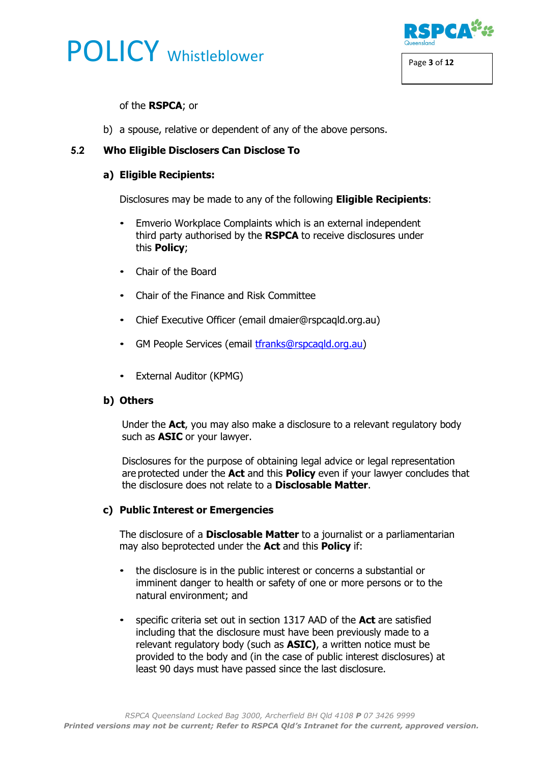of the **RSPCA**; or

b) a spouse, relative or dependent of any of the above persons.

### 5.2 Who Eligible Disclosers Can Disclose To

#### a) Eligible Recipients:

Disclosures may be made to any of the following **Eligible Recipients**:

- Emverio Workplace Complaints which is an external independent third party authorised by the **RSPCA** to receive disclosures under this **Policy**;
- Chair of the Board
- Chair of the Finance and Risk Committee
- Chief Executive Officer (email dmaier@rspcaqld.org.au)
- GM People Services (email tfranks@rspcaqld.org.au)
- External Auditor (KPMG)

#### b) Others

Under the **Act**, you may also make a disclosure to a relevant regulatory body such as **ASIC** or your lawyer.

Disclosures for the purpose of obtaining legal advice or legal representation are protected under the **Act** and this **Policy** even if your lawyer concludes that the disclosure does not relate to a **Disclosable Matter**.

#### c) Public Interest or Emergencies

The disclosure of a **Disclosable Matter** to a journalist or a parliamentarian may also beprotected under the **Act** and this **Policy** if:

- the disclosure is in the public interest or concerns a substantial or imminent danger to health or safety of one or more persons or to the natural environment; and
- specific criteria set out in section 1317 AAD of the **Act** are satisfied including that the disclosure must have been previously made to a relevant regulatory body (such as **ASIC)**, a written notice must be provided to the body and (in the case of public interest disclosures) at least 90 days must have passed since the last disclosure.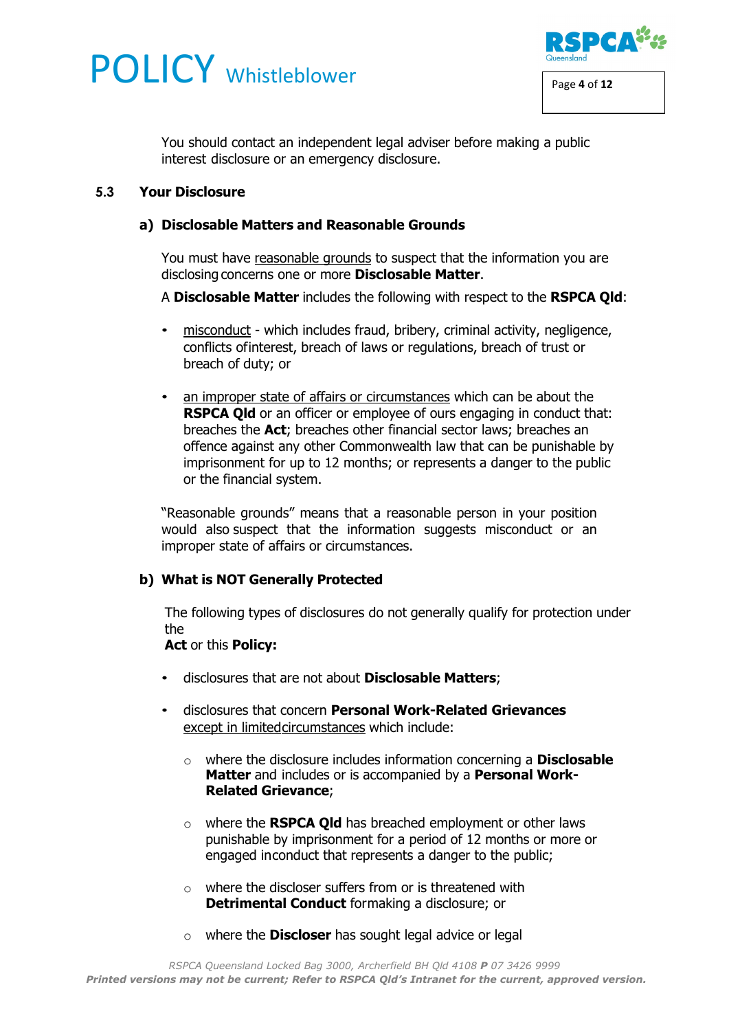You should contact an independent legal adviser before making a public interest disclosure or an emergency disclosure.

### 5.3 Your Disclosure

#### a) Disclosable Matters and Reasonable Grounds

You must have reasonable grounds to suspect that the information you are disclosing concerns one or more **Disclosable Matter**.

A **Disclosable Matter** includes the following with respect to the **RSPCA Qld**:

- misconduct - which includes fraud, bribery, criminal activity, negligence, conflicts of interest, breach of laws or regulations, breach of trust or breach of duty; or

- an improper state of affairs or circumstances which can be about the **RSPCA Qld** or an officer or employee of ours engaging in conduct that: breaches the **Act**; breaches other financial sector laws; breaches an offence against any other Commonwealth law that can be punishable by imprisonment for up to 12 months; or represents a danger to the public or the financial system.

"Reasonable grounds" means that a reasonable person in your position would also suspect that the information suggests misconduct or an improper state of affairs or circumstances.

#### b) What is NOT Generally Protected

The following types of disclosures do not generally qualify for protection under the **Act** or this **Policy:**

- disclosures that are not about **Disclosable Matters**;

- disclosures that concern **Personal Work-Related Grievances** except in limited circumstances which include:

  - where the disclosure includes information concerning a **Disclosable Matter** and includes or is accompanied by a **Personal Work-Related Grievance**;

  - where the **RSPCA Qld** has breached employment or other laws punishable by imprisonment for a period of 12 months or more or engaged in conduct that represents a danger to the public;

  - where the discloser suffers from or is threatened with **Detrimental Conduct** for making a disclosure; or

  - where the **Discloser** has sought legal advice or legal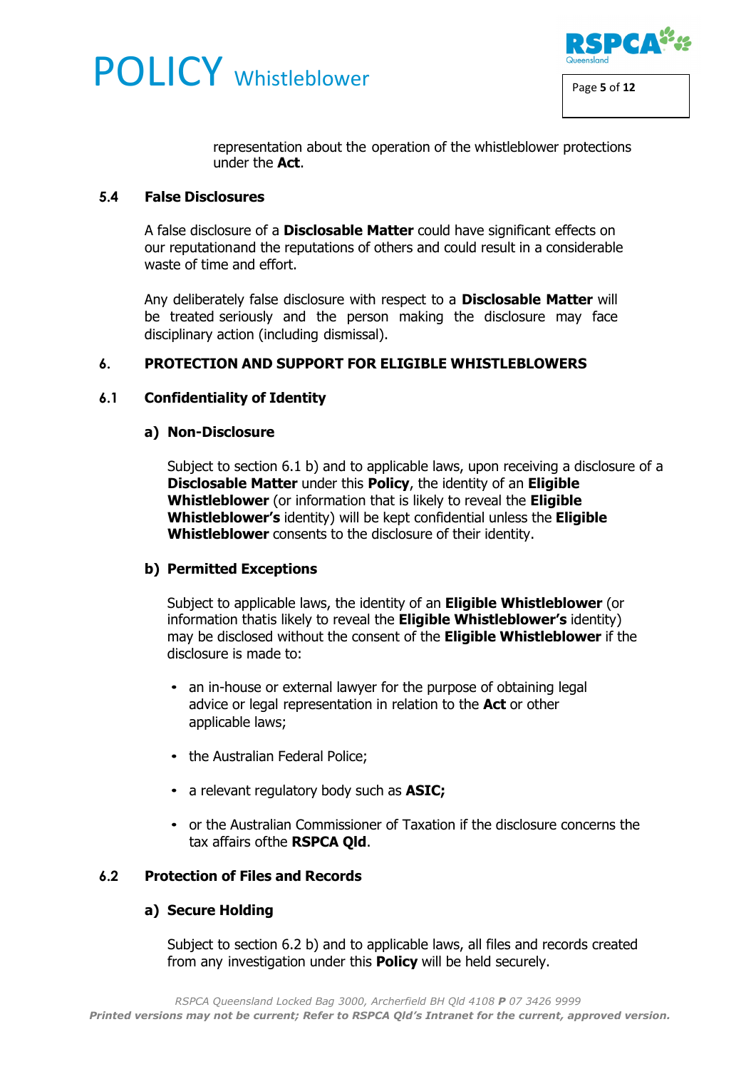representation about the operation of the whistleblower protections under the **Act**.

### 5.4 False Disclosures

A false disclosure of a **Disclosable Matter** could have significant effects on our reputationand the reputations of others and could result in a considerable waste of time and effort.

Any deliberately false disclosure with respect to a **Disclosable Matter** will be treated seriously and the person making the disclosure may face disciplinary action (including dismissal).

## 6. PROTECTION AND SUPPORT FOR ELIGIBLE WHISTLEBLOWERS

### 6.1 Confidentiality of Identity

#### a) Non-Disclosure

Subject to section 6.1 b) and to applicable laws, upon receiving a disclosure of a **Disclosable Matter** under this **Policy**, the identity of an **Eligible Whistleblower** (or information that is likely to reveal the **Eligible Whistleblower's** identity) will be kept confidential unless the **Eligible Whistleblower** consents to the disclosure of their identity.

#### b) Permitted Exceptions

Subject to applicable laws, the identity of an **Eligible Whistleblower** (or information thatis likely to reveal the **Eligible Whistleblower's** identity) may be disclosed without the consent of the **Eligible Whistleblower** if the disclosure is made to:

- an in-house or external lawyer for the purpose of obtaining legal advice or legal representation in relation to the **Act** or other applicable laws;
- the Australian Federal Police;
- a relevant regulatory body such as **ASIC;**
- or the Australian Commissioner of Taxation if the disclosure concerns the tax affairs ofthe **RSPCA Qld**.

### 6.2 Protection of Files and Records

#### a) Secure Holding

Subject to section 6.2 b) and to applicable laws, all files and records created from any investigation under this **Policy** will be held securely.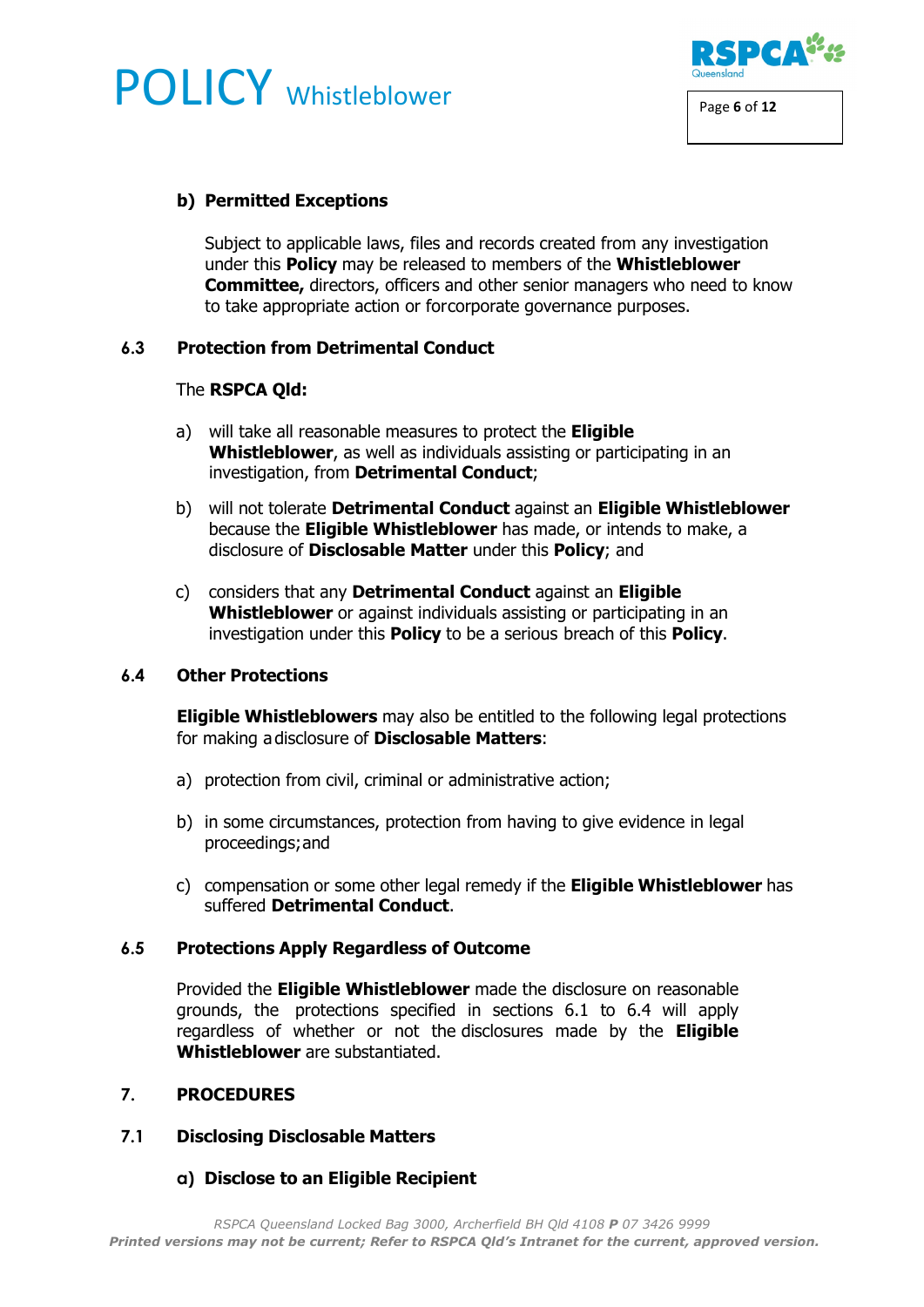**b) Permitted Exceptions**

Subject to applicable laws, files and records created from any investigation under this **Policy** may be released to members of the **Whistleblower Committee,** directors, officers and other senior managers who need to know to take appropriate action or forcorporate governance purposes.

### 6.3 Protection from Detrimental Conduct

The **RSPCA Qld:**

a) will take all reasonable measures to protect the **Eligible Whistleblower**, as well as individuals assisting or participating in an investigation, from **Detrimental Conduct**;

b) will not tolerate **Detrimental Conduct** against an **Eligible Whistleblower** because the **Eligible Whistleblower** has made, or intends to make, a disclosure of **Disclosable Matter** under this **Policy**; and

c) considers that any **Detrimental Conduct** against an **Eligible Whistleblower** or against individuals assisting or participating in an investigation under this **Policy** to be a serious breach of this **Policy**.

### 6.4 Other Protections

**Eligible Whistleblowers** may also be entitled to the following legal protections for making a disclosure of **Disclosable Matters**:

a) protection from civil, criminal or administrative action;

b) in some circumstances, protection from having to give evidence in legal proceedings; and

c) compensation or some other legal remedy if the **Eligible Whistleblower** has suffered **Detrimental Conduct**.

### 6.5 Protections Apply Regardless of Outcome

Provided the **Eligible Whistleblower** made the disclosure on reasonable grounds, the protections specified in sections 6.1 to 6.4 will apply regardless of whether or not the disclosures made by the **Eligible Whistleblower** are substantiated.

## 7. PROCEDURES

### 7.1 Disclosing Disclosable Matters

**a) Disclose to an Eligible Recipient**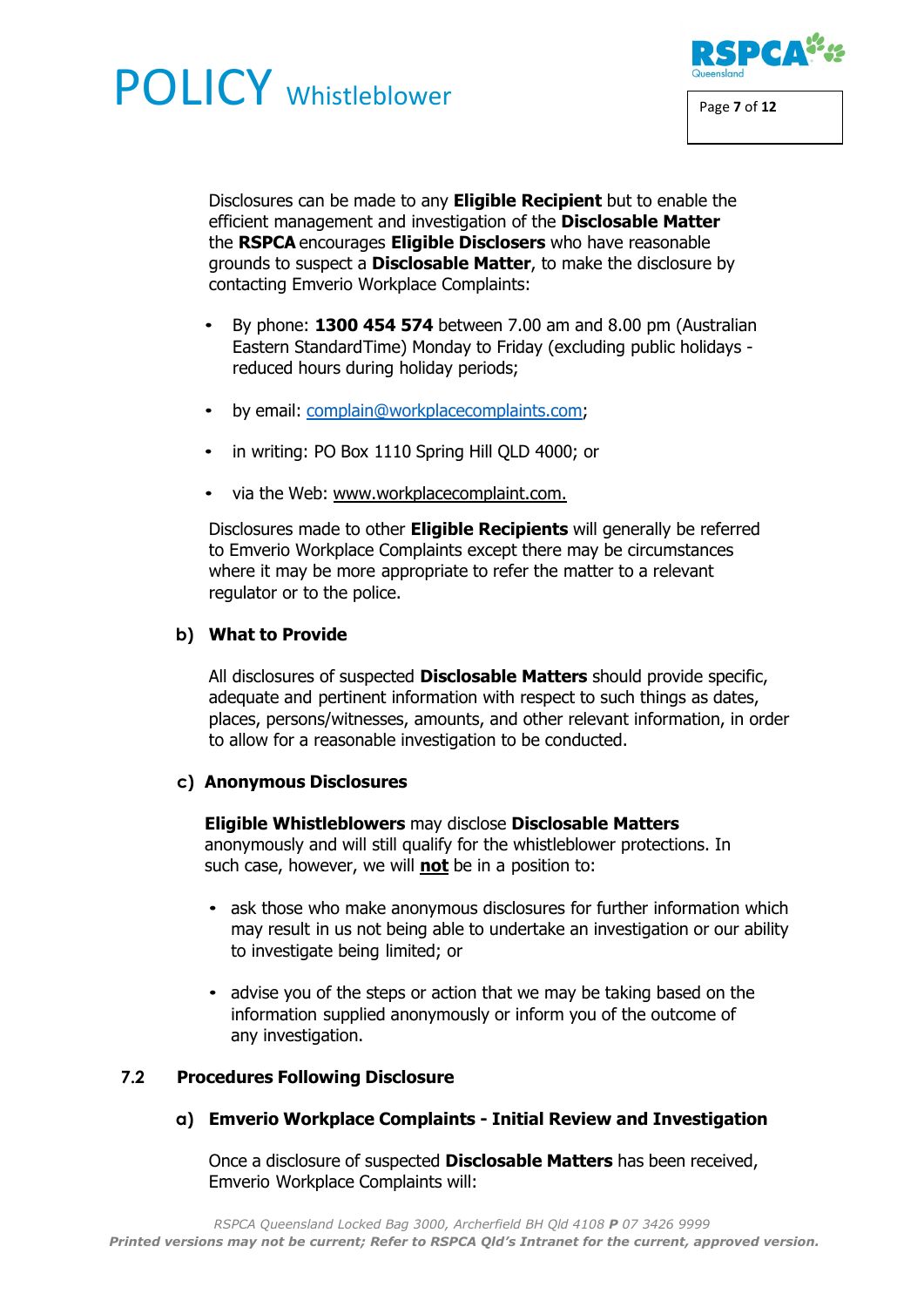Disclosures can be made to any **Eligible Recipient** but to enable the efficient management and investigation of the **Disclosable Matter** the **RSPCA** encourages **Eligible Disclosers** who have reasonable grounds to suspect a **Disclosable Matter**, to make the disclosure by contacting Emverio Workplace Complaints:

- By phone: **1300 454 574** between 7.00 am and 8.00 pm (Australian Eastern StandardTime) Monday to Friday (excluding public holidays - reduced hours during holiday periods;
- by email: complain@workplacecomplaints.com;
- in writing: PO Box 1110 Spring Hill QLD 4000; or
- via the Web: www.workplacecomplaint.com.

Disclosures made to other **Eligible Recipients** will generally be referred to Emverio Workplace Complaints except there may be circumstances where it may be more appropriate to refer the matter to a relevant regulator or to the police.

#### b) What to Provide

All disclosures of suspected **Disclosable Matters** should provide specific, adequate and pertinent information with respect to such things as dates, places, persons/witnesses, amounts, and other relevant information, in order to allow for a reasonable investigation to be conducted.

#### c) Anonymous Disclosures

**Eligible Whistleblowers** may disclose **Disclosable Matters** anonymously and will still qualify for the whistleblower protections. In such case, however, we will **<u>not</u>** be in a position to:

- ask those who make anonymous disclosures for further information which may result in us not being able to undertake an investigation or our ability to investigate being limited; or
- advise you of the steps or action that we may be taking based on the information supplied anonymously or inform you of the outcome of any investigation.

### 7.2 Procedures Following Disclosure

#### a) Emverio Workplace Complaints - Initial Review and Investigation

Once a disclosure of suspected **Disclosable Matters** has been received, Emverio Workplace Complaints will: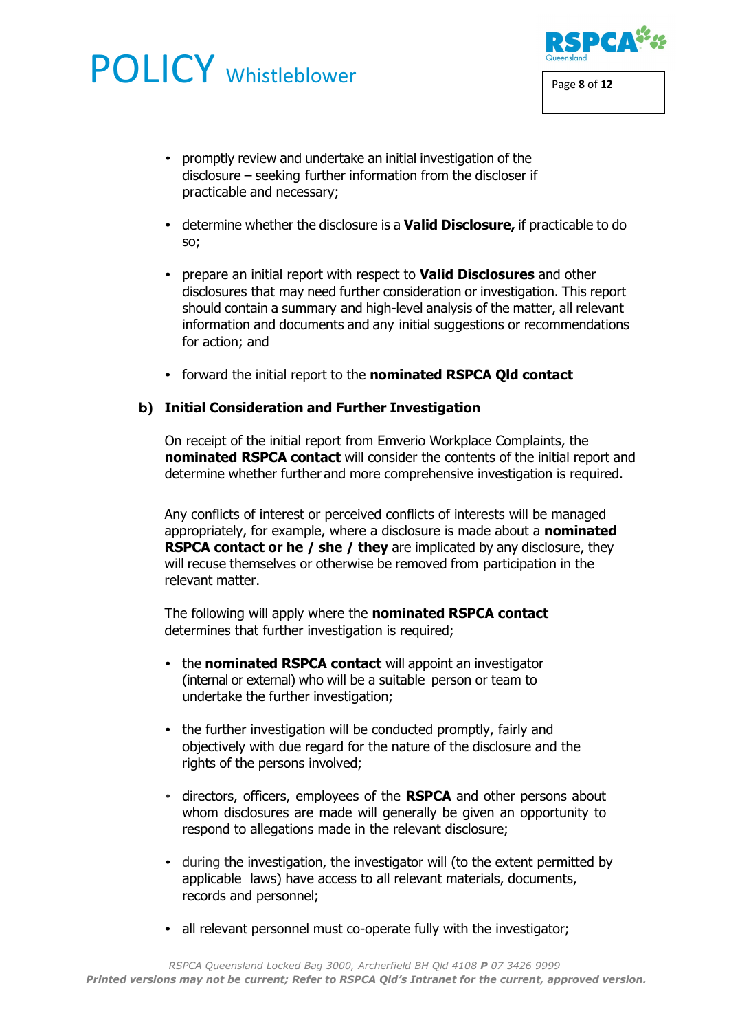- promptly review and undertake an initial investigation of the disclosure – seeking further information from the discloser if practicable and necessary;

- determine whether the disclosure is a **Valid Disclosure,** if practicable to do so;

- prepare an initial report with respect to **Valid Disclosures** and other disclosures that may need further consideration or investigation. This report should contain a summary and high-level analysis of the matter, all relevant information and documents and any initial suggestions or recommendations for action; and

- forward the initial report to the **nominated RSPCA Qld contact**

**b) Initial Consideration and Further Investigation**

On receipt of the initial report from Emverio Workplace Complaints, the **nominated RSPCA contact** will consider the contents of the initial report and determine whether further and more comprehensive investigation is required.

Any conflicts of interest or perceived conflicts of interests will be managed appropriately, for example, where a disclosure is made about a **nominated RSPCA contact or he / she / they** are implicated by any disclosure, they will recuse themselves or otherwise be removed from participation in the relevant matter.

The following will apply where the **nominated RSPCA contact** determines that further investigation is required;

- the **nominated RSPCA contact** will appoint an investigator (internal or external) who will be a suitable person or team to undertake the further investigation;

- the further investigation will be conducted promptly, fairly and objectively with due regard for the nature of the disclosure and the rights of the persons involved;

- directors, officers, employees of the **RSPCA** and other persons about whom disclosures are made will generally be given an opportunity to respond to allegations made in the relevant disclosure;

- during the investigation, the investigator will (to the extent permitted by applicable laws) have access to all relevant materials, documents, records and personnel;

- all relevant personnel must co-operate fully with the investigator;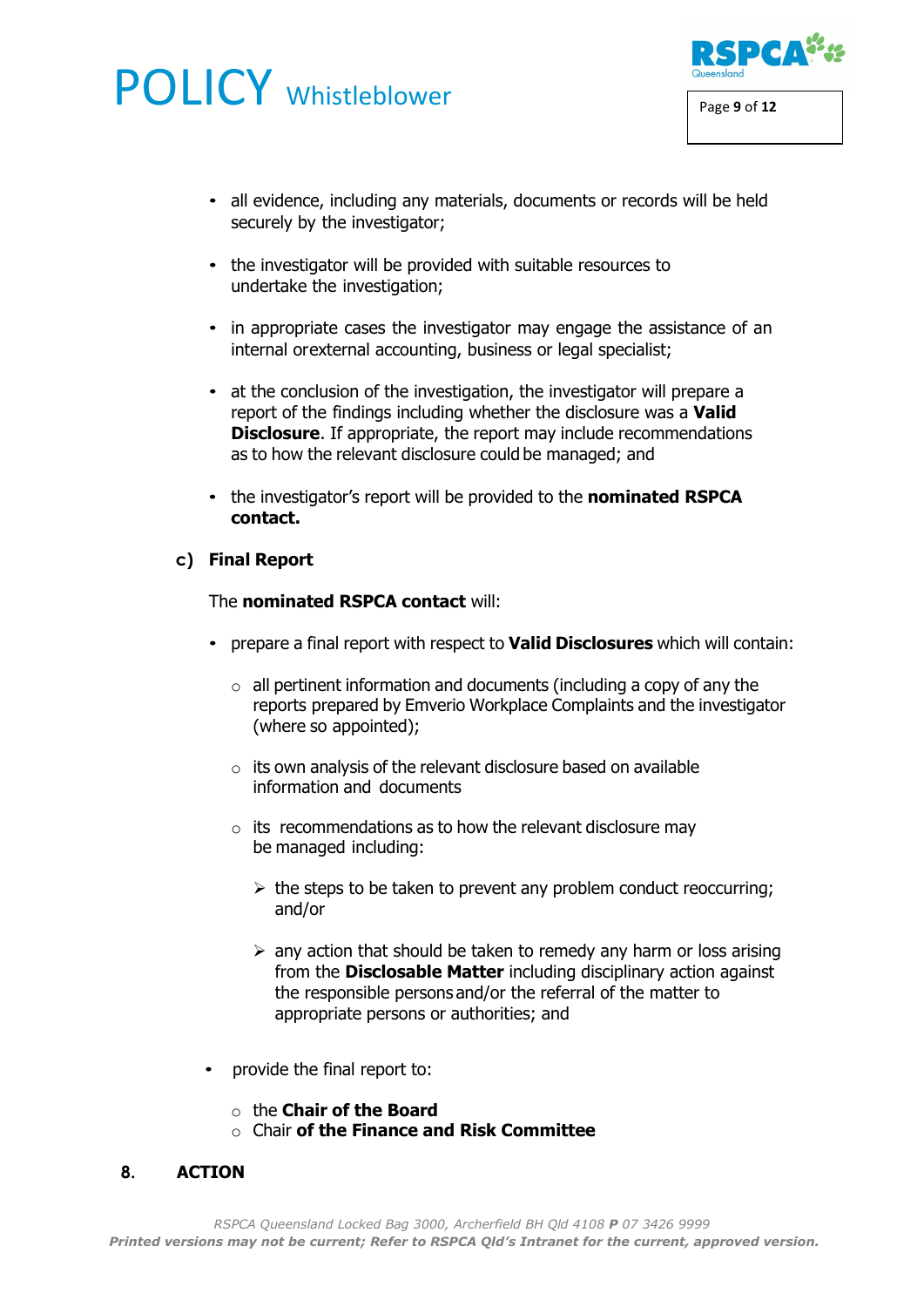- all evidence, including any materials, documents or records will be held securely by the investigator;
- the investigator will be provided with suitable resources to undertake the investigation;
- in appropriate cases the investigator may engage the assistance of an internal orexternal accounting, business or legal specialist;
- at the conclusion of the investigation, the investigator will prepare a report of the findings including whether the disclosure was a **Valid Disclosure**. If appropriate, the report may include recommendations as to how the relevant disclosure could be managed; and
- the investigator's report will be provided to the **nominated RSPCA contact.**

**c) Final Report**

The **nominated RSPCA contact** will:

- prepare a final report with respect to **Valid Disclosures** which will contain:
  - all pertinent information and documents (including a copy of any the reports prepared by Emverio Workplace Complaints and the investigator (where so appointed);
  - its own analysis of the relevant disclosure based on available information and documents
  - its recommendations as to how the relevant disclosure may be managed including:
    - the steps to be taken to prevent any problem conduct reoccurring; and/or
    - any action that should be taken to remedy any harm or loss arising from the **Disclosable Matter** including disciplinary action against the responsible persons and/or the referral of the matter to appropriate persons or authorities; and
- provide the final report to:
  - the **Chair of the Board**
  - Chair **of the Finance and Risk Committee**

## 8. ACTION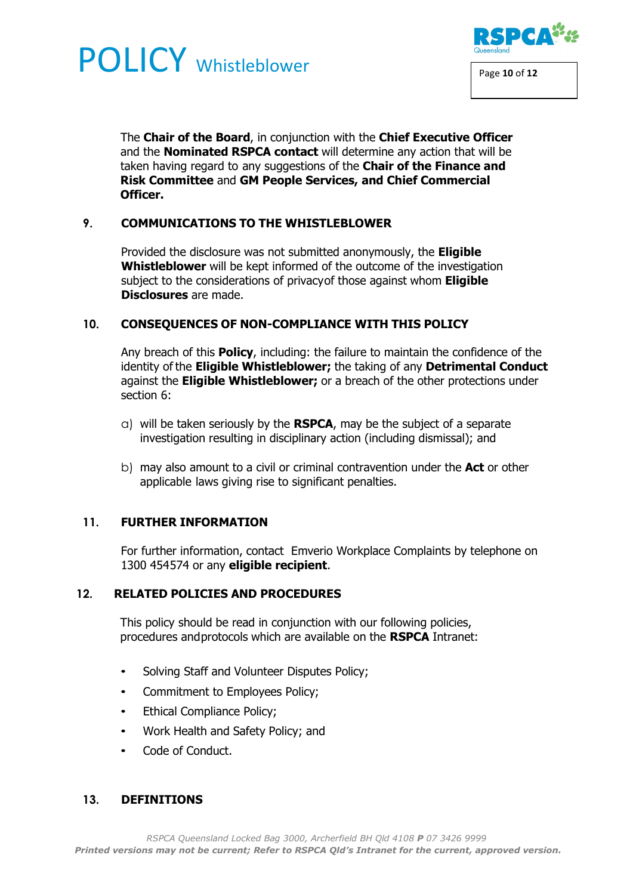The **Chair of the Board**, in conjunction with the **Chief Executive Officer** and the **Nominated RSPCA contact** will determine any action that will be taken having regard to any suggestions of the **Chair of the Finance and Risk Committee** and **GM People Services, and Chief Commercial Officer.**

## 9. COMMUNICATIONS TO THE WHISTLEBLOWER

Provided the disclosure was not submitted anonymously, the **Eligible Whistleblower** will be kept informed of the outcome of the investigation subject to the considerations of privacyof those against whom **Eligible Disclosures** are made.

## 10. CONSEQUENCES OF NON-COMPLIANCE WITH THIS POLICY

Any breach of this **Policy**, including: the failure to maintain the confidence of the identity of the **Eligible Whistleblower;** the taking of any **Detrimental Conduct** against the **Eligible Whistleblower;** or a breach of the other protections under section 6:

a) will be taken seriously by the **RSPCA**, may be the subject of a separate investigation resulting in disciplinary action (including dismissal); and

b) may also amount to a civil or criminal contravention under the **Act** or other applicable laws giving rise to significant penalties.

## 11. FURTHER INFORMATION

For further information, contact Emverio Workplace Complaints by telephone on 1300 454574 or any **eligible recipient**.

## 12. RELATED POLICIES AND PROCEDURES

This policy should be read in conjunction with our following policies, procedures andprotocols which are available on the **RSPCA** Intranet:

- Solving Staff and Volunteer Disputes Policy;
- Commitment to Employees Policy;
- Ethical Compliance Policy;
- Work Health and Safety Policy; and
- Code of Conduct.

## 13. DEFINITIONS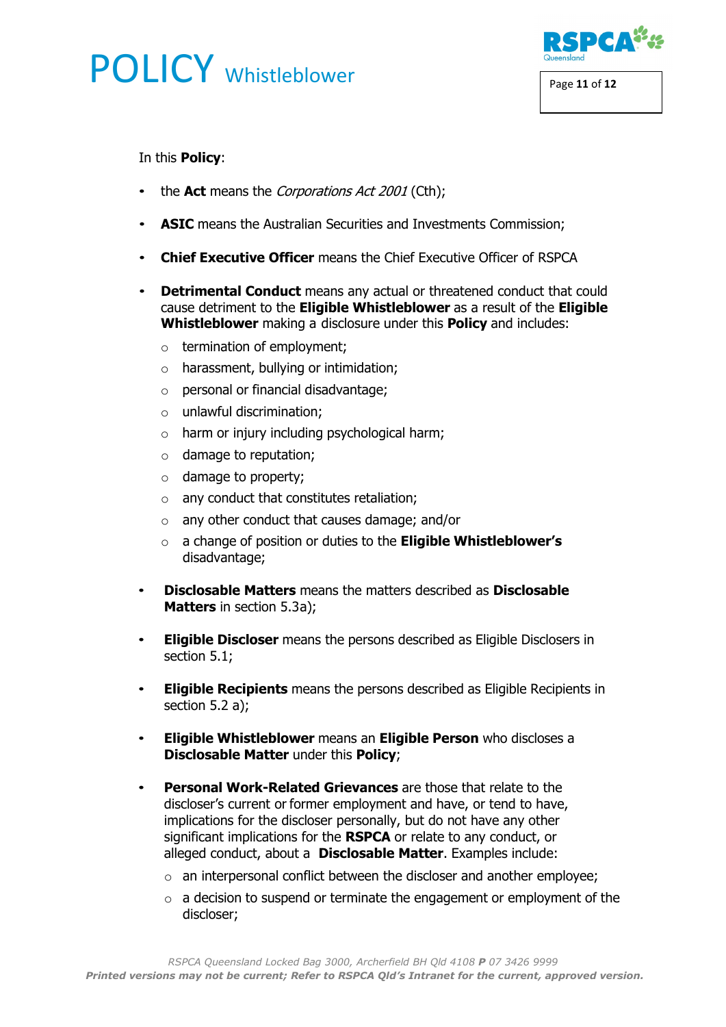In this **Policy**:

- the **Act** means the *Corporations Act 2001* (Cth);
- **ASIC** means the Australian Securities and Investments Commission;
- **Chief Executive Officer** means the Chief Executive Officer of RSPCA
- **Detrimental Conduct** means any actual or threatened conduct that could cause detriment to the **Eligible Whistleblower** as a result of the **Eligible Whistleblower** making a disclosure under this **Policy** and includes:
    - termination of employment;
    - harassment, bullying or intimidation;
    - personal or financial disadvantage;
    - unlawful discrimination;
    - harm or injury including psychological harm;
    - damage to reputation;
    - damage to property;
    - any conduct that constitutes retaliation;
    - any other conduct that causes damage; and/or
    - a change of position or duties to the **Eligible Whistleblower's** disadvantage;
- **Disclosable Matters** means the matters described as **Disclosable Matters** in section 5.3a);
- **Eligible Discloser** means the persons described as Eligible Disclosers in section 5.1;
- **Eligible Recipients** means the persons described as Eligible Recipients in section 5.2 a);
- **Eligible Whistleblower** means an **Eligible Person** who discloses a **Disclosable Matter** under this **Policy**;
- **Personal Work-Related Grievances** are those that relate to the discloser's current or former employment and have, or tend to have, implications for the discloser personally, but do not have any other significant implications for the **RSPCA** or relate to any conduct, or alleged conduct, about a **Disclosable Matter**. Examples include:
    - an interpersonal conflict between the discloser and another employee;
    - a decision to suspend or terminate the engagement or employment of the discloser;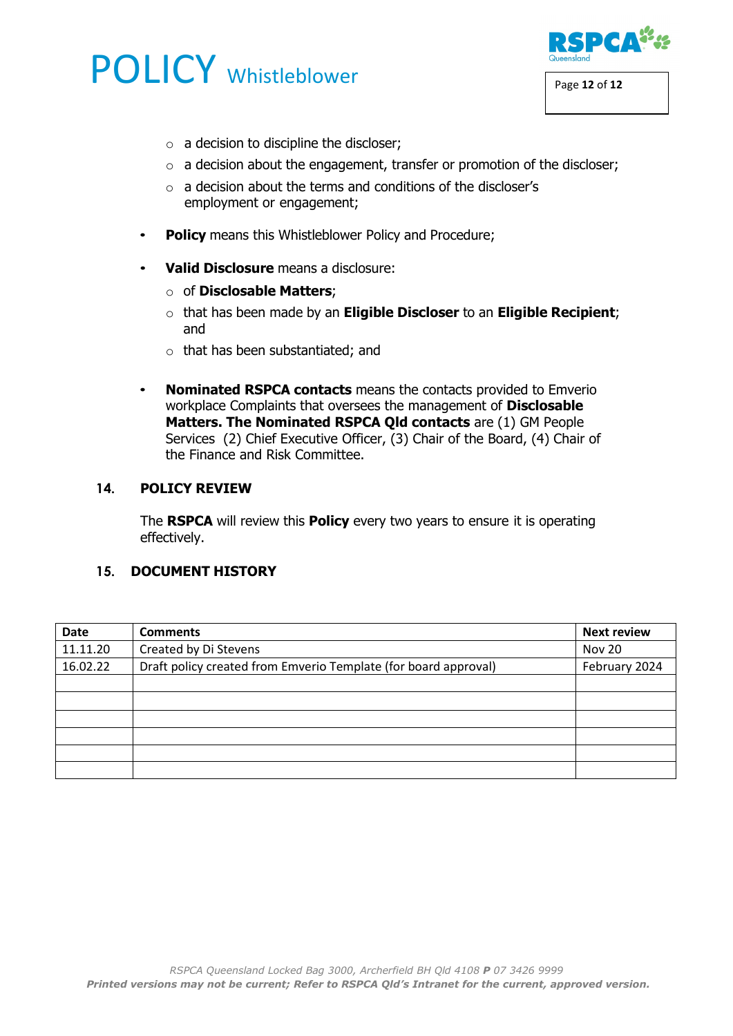- a decision to discipline the discloser;
  - a decision about the engagement, transfer or promotion of the discloser;
  - a decision about the terms and conditions of the discloser's employment or engagement;

- **Policy** means this Whistleblower Policy and Procedure;

- **Valid Disclosure** means a disclosure:
  - of **Disclosable Matters**;
  - that has been made by an **Eligible Discloser** to an **Eligible Recipient**; and
  - that has been substantiated; and

- **Nominated RSPCA contacts** means the contacts provided to Emverio workplace Complaints that oversees the management of **Disclosable Matters. The Nominated RSPCA Qld contacts** are (1) GM People Services (2) Chief Executive Officer, (3) Chair of the Board, (4) Chair of the Finance and Risk Committee.

## 14. POLICY REVIEW

The **RSPCA** will review this **Policy** every two years to ensure it is operating effectively.

## 15. DOCUMENT HISTORY

| Date | Comments | Next review |
|---|---|---|
| 11.11.20 | Created by Di Stevens | Nov 20 |
| 16.02.22 | Draft policy created from Emverio Template (for board approval) | February 2024 |
| | | |
| | | |
| | | |
| | | |
| | | |
| | | |

*RSPCA Queensland Locked Bag 3000, Archerfield BH Qld 4108 **P** 07 3426 9999*

***Printed versions may not be current; Refer to RSPCA Qld's Intranet for the current, approved version.***